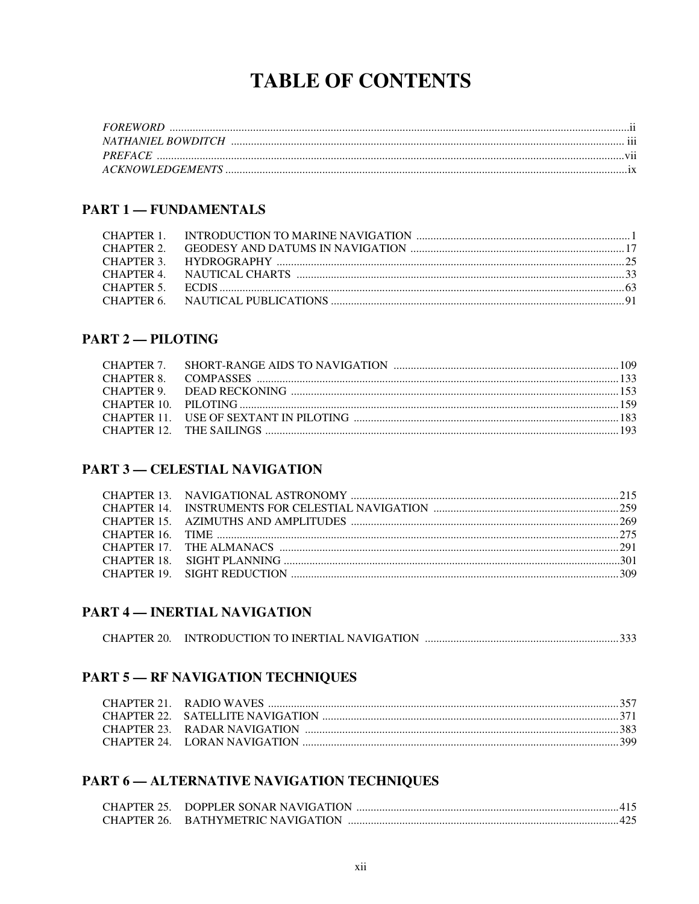# TABLE OF CONTENTS

*FOREWORD* ....................................................................................................ii
*NATHANIEL BOWDITCH* ....................................................................................................iii
*PREFACE* ....................................................................................................vii
*ACKNOWLEDGEMENTS* ....................................................................................................ix

## PART 1 — FUNDAMENTALS

CHAPTER 1. INTRODUCTION TO MARINE NAVIGATION ....................................................................................................1
CHAPTER 2. GEODESY AND DATUMS IN NAVIGATION ....................................................................................................17
CHAPTER 3. HYDROGRAPHY ....................................................................................................25
CHAPTER 4. NAUTICAL CHARTS ....................................................................................................33
CHAPTER 5. ECDIS ....................................................................................................63
CHAPTER 6. NAUTICAL PUBLICATIONS ....................................................................................................91

## PART 2 — PILOTING

CHAPTER 7. SHORT-RANGE AIDS TO NAVIGATION ....................................................................................................109
CHAPTER 8. COMPASSES ....................................................................................................133
CHAPTER 9. DEAD RECKONING ....................................................................................................153
CHAPTER 10. PILOTING ....................................................................................................159
CHAPTER 11. USE OF SEXTANT IN PILOTING ....................................................................................................183
CHAPTER 12. THE SAILINGS ....................................................................................................193

## PART 3 — CELESTIAL NAVIGATION

CHAPTER 13. NAVIGATIONAL ASTRONOMY ....................................................................................................215
CHAPTER 14. INSTRUMENTS FOR CELESTIAL NAVIGATION ....................................................................................................259
CHAPTER 15. AZIMUTHS AND AMPLITUDES ....................................................................................................269
CHAPTER 16. TIME ....................................................................................................275
CHAPTER 17. THE ALMANACS ....................................................................................................291
CHAPTER 18. SIGHT PLANNING ....................................................................................................301
CHAPTER 19. SIGHT REDUCTION ....................................................................................................309

## PART 4 — INERTIAL NAVIGATION

CHAPTER 20. INTRODUCTION TO INERTIAL NAVIGATION ....................................................................................................333

## PART 5 — RF NAVIGATION TECHNIQUES

CHAPTER 21. RADIO WAVES ....................................................................................................357
CHAPTER 22. SATELLITE NAVIGATION ....................................................................................................371
CHAPTER 23. RADAR NAVIGATION ....................................................................................................383
CHAPTER 24. LORAN NAVIGATION ....................................................................................................399

## PART 6 — ALTERNATIVE NAVIGATION TECHNIQUES

CHAPTER 25. DOPPLER SONAR NAVIGATION ....................................................................................................415
CHAPTER 26. BATHYMETRIC NAVIGATION ....................................................................................................425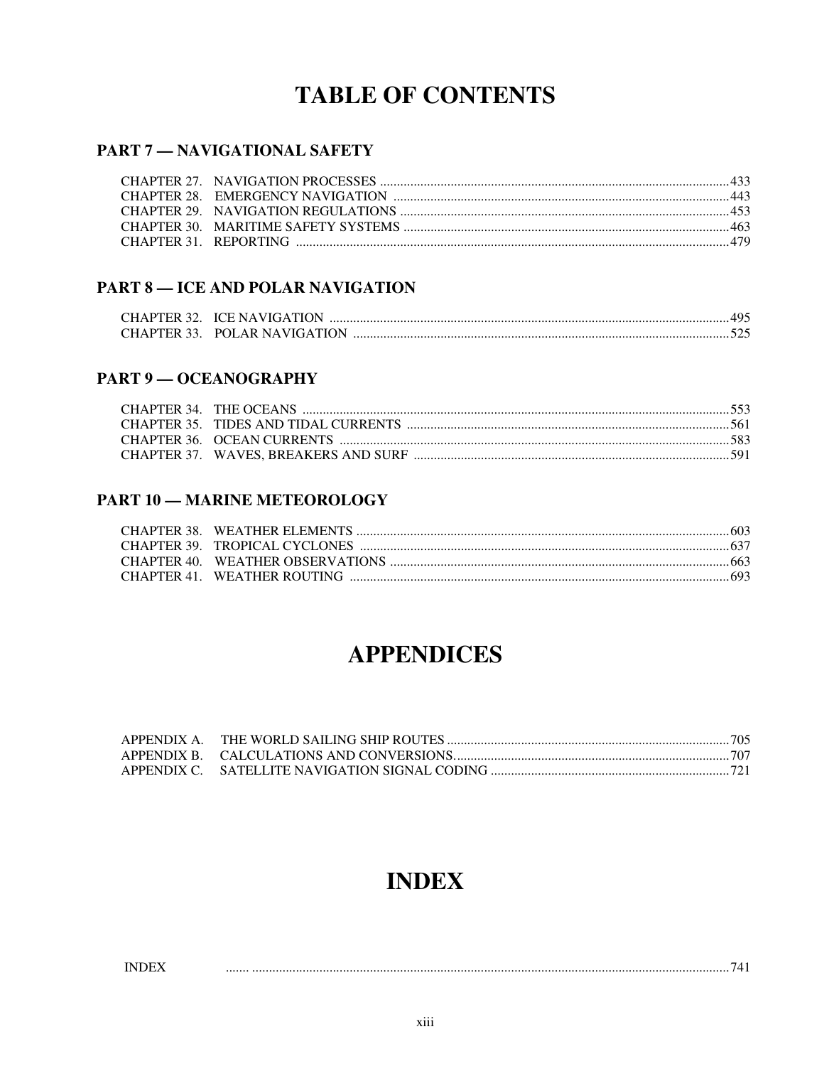# TABLE OF CONTENTS

## PART 7 — NAVIGATIONAL SAFETY

CHAPTER 27. NAVIGATION PROCESSES ........................................................................................................ 433
CHAPTER 28. EMERGENCY NAVIGATION .................................................................................................. 443
CHAPTER 29. NAVIGATION REGULATIONS ............................................................................................... 453
CHAPTER 30. MARITIME SAFETY SYSTEMS .............................................................................................. 463
CHAPTER 31. REPORTING ............................................................................................................................ 479

## PART 8 — ICE AND POLAR NAVIGATION

CHAPTER 32. ICE NAVIGATION ..................................................................................................................... 495
CHAPTER 33. POLAR NAVIGATION .............................................................................................................. 525

## PART 9 — OCEANOGRAPHY

CHAPTER 34. THE OCEANS ............................................................................................................................ 553
CHAPTER 35. TIDES AND TIDAL CURRENTS ............................................................................................... 561
CHAPTER 36. OCEAN CURRENTS .................................................................................................................. 583
CHAPTER 37. WAVES, BREAKERS AND SURF ............................................................................................. 591

## PART 10 — MARINE METEOROLOGY

CHAPTER 38. WEATHER ELEMENTS ............................................................................................................. 603
CHAPTER 39. TROPICAL CYCLONES ............................................................................................................ 637
CHAPTER 40. WEATHER OBSERVATIONS .................................................................................................... 663
CHAPTER 41. WEATHER ROUTING ............................................................................................................... 693

# APPENDICES

APPENDIX A. THE WORLD SAILING SHIP ROUTES .................................................................................... 705
APPENDIX B. CALCULATIONS AND CONVERSIONS.................................................................................. 707
APPENDIX C. SATELLITE NAVIGATION SIGNAL CODING ....................................................................... 721

# INDEX

INDEX ....... ............................................................................................................................................. 741